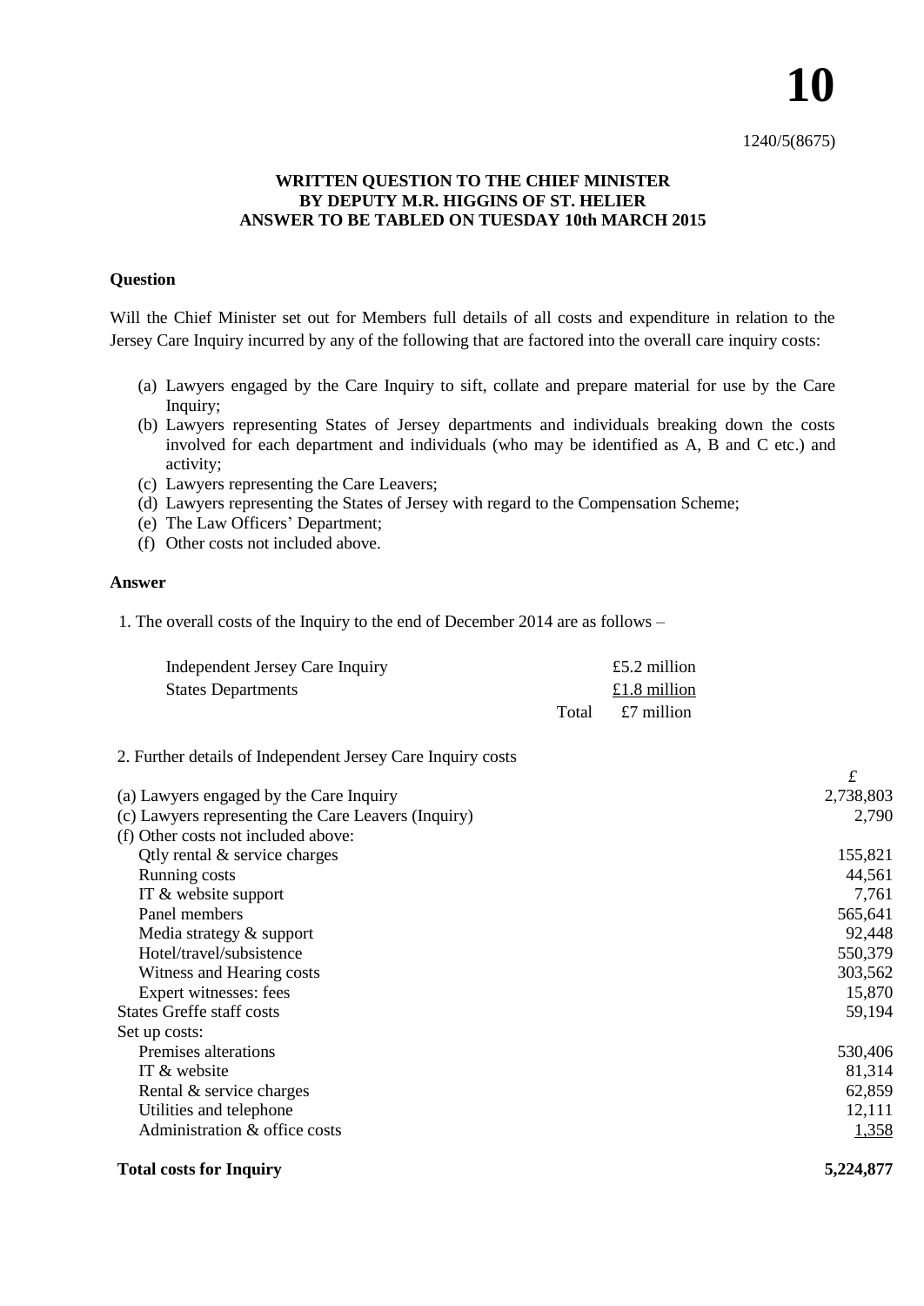# 10

1240/5(8675)

**WRITTEN QUESTION TO THE CHIEF MINISTER BY DEPUTY M.R. HIGGINS OF ST. HELIER ANSWER TO BE TABLED ON TUESDAY 10th MARCH 2015**

**Question**

Will the Chief Minister set out for Members full details of all costs and expenditure in relation to the Jersey Care Inquiry incurred by any of the following that are factored into the overall care inquiry costs:

(a) Lawyers engaged by the Care Inquiry to sift, collate and prepare material for use by the Care Inquiry;
(b) Lawyers representing States of Jersey departments and individuals breaking down the costs involved for each department and individuals (who may be identified as A, B and C etc.) and activity;
(c) Lawyers representing the Care Leavers;
(d) Lawyers representing the States of Jersey with regard to the Compensation Scheme;
(e) The Law Officers' Department;
(f) Other costs not included above.

**Answer**

1. The overall costs of the Inquiry to the end of December 2014 are as follows –

| | | |
|---|---|---|
| Independent Jersey Care Inquiry | | £5.2 million |
| States Departments | | £1.8 million |
| | Total | £7 million |

2. Further details of Independent Jersey Care Inquiry costs

| | £ |
|---|---|
| (a) Lawyers engaged by the Care Inquiry | 2,738,803 |
| (c) Lawyers representing the Care Leavers (Inquiry) | 2,790 |
| (f) Other costs not included above: | |
| Qtly rental & service charges | 155,821 |
| Running costs | 44,561 |
| IT & website support | 7,761 |
| Panel members | 565,641 |
| Media strategy & support | 92,448 |
| Hotel/travel/subsistence | 550,379 |
| Witness and Hearing costs | 303,562 |
| Expert witnesses: fees | 15,870 |
| States Greffe staff costs | 59,194 |
| Set up costs: | |
| Premises alterations | 530,406 |
| IT & website | 81,314 |
| Rental & service charges | 62,859 |
| Utilities and telephone | 12,111 |
| Administration & office costs | 1,358 |
| **Total costs for Inquiry** | **5,224,877** |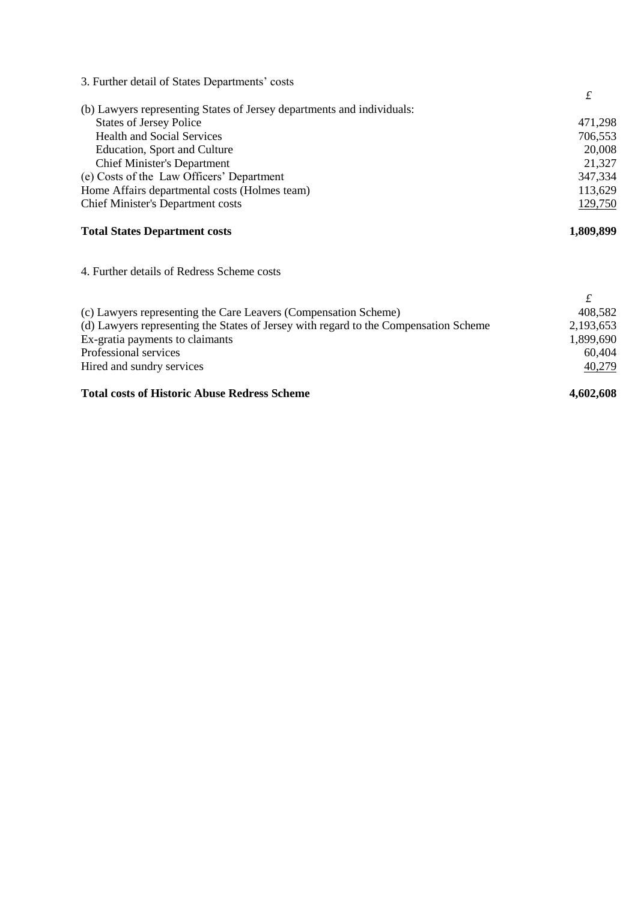3. Further detail of States Departments' costs

| | £ |
|---|---|
| (b) Lawyers representing States of Jersey departments and individuals: | |
| States of Jersey Police | 471,298 |
| Health and Social Services | 706,553 |
| Education, Sport and Culture | 20,008 |
| Chief Minister's Department | 21,327 |
| (e) Costs of the Law Officers' Department | 347,334 |
| Home Affairs departmental costs (Holmes team) | 113,629 |
| Chief Minister's Department costs | 129,750 |
| **Total States Department costs** | **1,809,899** |

4. Further details of Redress Scheme costs

| | £ |
|---|---|
| (c) Lawyers representing the Care Leavers (Compensation Scheme) | 408,582 |
| (d) Lawyers representing the States of Jersey with regard to the Compensation Scheme | 2,193,653 |
| Ex-gratia payments to claimants | 1,899,690 |
| Professional services | 60,404 |
| Hired and sundry services | 40,279 |
| **Total costs of Historic Abuse Redress Scheme** | **4,602,608** |